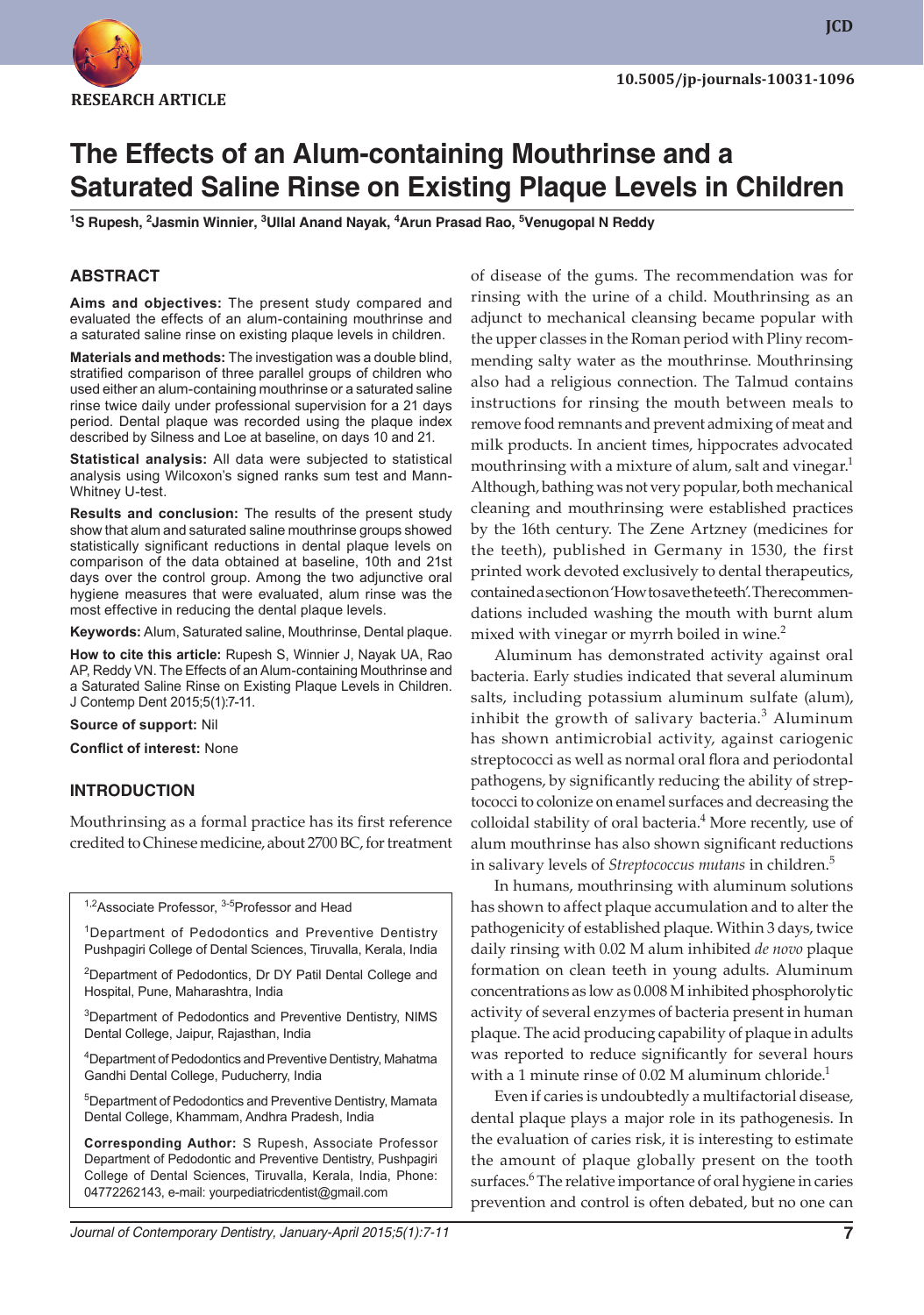RESEARCH ARTICLE

10.5005/jp-journals-10031-1096

# The Effects of an Alum-containing Mouthrinse and a Saturated Saline Rinse on Existing Plaque Levels in Children

[1]S Rupesh, [2]Jasmin Winnier, [3]Ullal Anand Nayak, [4]Arun Prasad Rao, [5]Venugopal N Reddy

## ABSTRACT

**Aims and objectives:** The present study compared and evaluated the effects of an alum-containing mouthrinse and a saturated saline rinse on existing plaque levels in children.

**Materials and methods:** The investigation was a double blind, stratified comparison of three parallel groups of children who used either an alum-containing mouthrinse or a saturated saline rinse twice daily under professional supervision for a 21 days period. Dental plaque was recorded using the plaque index described by Silness and Loe at baseline, on days 10 and 21.

**Statistical analysis:** All data were subjected to statistical analysis using Wilcoxon's signed ranks sum test and Mann-Whitney U-test.

**Results and conclusion:** The results of the present study show that alum and saturated saline mouthrinse groups showed statistically significant reductions in dental plaque levels on comparison of the data obtained at baseline, 10th and 21st days over the control group. Among the two adjunctive oral hygiene measures that were evaluated, alum rinse was the most effective in reducing the dental plaque levels.

**Keywords:** Alum, Saturated saline, Mouthrinse, Dental plaque.

**How to cite this article:** Rupesh S, Winnier J, Nayak UA, Rao AP, Reddy VN. The Effects of an Alum-containing Mouthrinse and a Saturated Saline Rinse on Existing Plaque Levels in Children. J Contemp Dent 2015;5(1):7-11.

**Source of support:** Nil

**Conflict of interest:** None

## INTRODUCTION

Mouthrinsing as a formal practice has its first reference credited to Chinese medicine, about 2700 BC, for treatment of disease of the gums. The recommendation was for rinsing with the urine of a child. Mouthrinsing as an adjunct to mechanical cleansing became popular with the upper classes in the Roman period with Pliny recommending salty water as the mouthrinse. Mouthrinsing also had a religious connection. The Talmud contains instructions for rinsing the mouth between meals to remove food remnants and prevent admixing of meat and milk products. In ancient times, hippocrates advocated mouthrinsing with a mixture of alum, salt and vinegar.[1] Although, bathing was not very popular, both mechanical cleaning and mouthrinsing were established practices by the 16th century. The Zene Artzney (medicines for the teeth), published in Germany in 1530, the first printed work devoted exclusively to dental therapeutics, contained a section on 'How to save the teeth'. The recommendations included washing the mouth with burnt alum mixed with vinegar or myrrh boiled in wine.[2]

Aluminum has demonstrated activity against oral bacteria. Early studies indicated that several aluminum salts, including potassium aluminum sulfate (alum), inhibit the growth of salivary bacteria.[3] Aluminum has shown antimicrobial activity, against cariogenic streptococci as well as normal oral flora and periodontal pathogens, by significantly reducing the ability of streptococci to colonize on enamel surfaces and decreasing the colloidal stability of oral bacteria.[4] More recently, use of alum mouthrinse has also shown significant reductions in salivary levels of *Streptococcus mutans* in children.[5]

In humans, mouthrinsing with aluminum solutions has shown to affect plaque accumulation and to alter the pathogenicity of established plaque. Within 3 days, twice daily rinsing with 0.02 M alum inhibited *de novo* plaque formation on clean teeth in young adults. Aluminum concentrations as low as 0.008 M inhibited phosphorolytic activity of several enzymes of bacteria present in human plaque. The acid producing capability of plaque in adults was reported to reduce significantly for several hours with a 1 minute rinse of 0.02 M aluminum chloride.[1]

Even if caries is undoubtedly a multifactorial disease, dental plaque plays a major role in its pathogenesis. In the evaluation of caries risk, it is interesting to estimate the amount of plaque globally present on the tooth surfaces.[6] The relative importance of oral hygiene in caries prevention and control is often debated, but no one can

---

[1,2]Associate Professor, [3-5]Professor and Head

[1]Department of Pedodontics and Preventive Dentistry Pushpagiri College of Dental Sciences, Tiruvalla, Kerala, India

[2]Department of Pedodontics, Dr DY Patil Dental College and Hospital, Pune, Maharashtra, India

[3]Department of Pedodontics and Preventive Dentistry, NIMS Dental College, Jaipur, Rajasthan, India

[4]Department of Pedodontics and Preventive Dentistry, Mahatma Gandhi Dental College, Puducherry, India

[5]Department of Pedodontics and Preventive Dentistry, Mamata Dental College, Khammam, Andhra Pradesh, India

**Corresponding Author:** S Rupesh, Associate Professor Department of Pedodontic and Preventive Dentistry, Pushpagiri College of Dental Sciences, Tiruvalla, Kerala, India, Phone: 04772262143, e-mail: yourpediatricdentist@gmail.com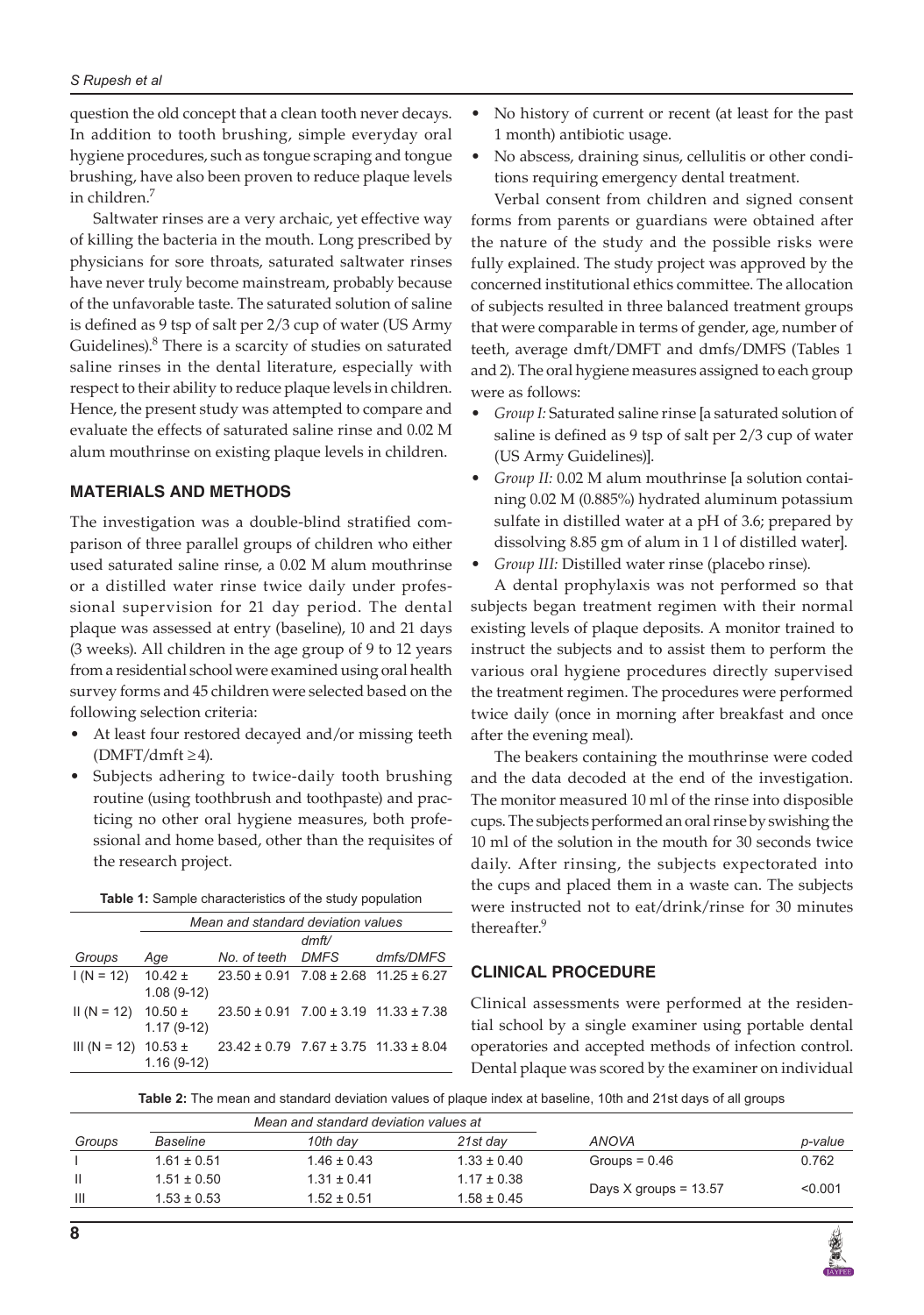question the old concept that a clean tooth never decays. In addition to tooth brushing, simple everyday oral hygiene procedures, such as tongue scraping and tongue brushing, have also been proven to reduce plaque levels in children.[7]

Saltwater rinses are a very archaic, yet effective way of killing the bacteria in the mouth. Long prescribed by physicians for sore throats, saturated saltwater rinses have never truly become mainstream, probably because of the unfavorable taste. The saturated solution of saline is defined as 9 tsp of salt per 2/3 cup of water (US Army Guidelines).[8] There is a scarcity of studies on saturated saline rinses in the dental literature, especially with respect to their ability to reduce plaque levels in children. Hence, the present study was attempted to compare and evaluate the effects of saturated saline rinse and 0.02 M alum mouthrinse on existing plaque levels in children.

## MATERIALS AND METHODS

The investigation was a double-blind stratified comparison of three parallel groups of children who either used saturated saline rinse, a 0.02 M alum mouthrinse or a distilled water rinse twice daily under professional supervision for 21 day period. The dental plaque was assessed at entry (baseline), 10 and 21 days (3 weeks). All children in the age group of 9 to 12 years from a residential school were examined using oral health survey forms and 45 children were selected based on the following selection criteria:

- At least four restored decayed and/or missing teeth (DMFT/dmft ≥4).
- Subjects adhering to twice-daily tooth brushing routine (using toothbrush and toothpaste) and practicing no other oral hygiene measures, both professional and home based, other than the requisites of the research project.

**Table 1:** Sample characteristics of the study population

| Groups | Mean and standard deviation values | | | |
|---|---|---|---|---|
| | Age | No. of teeth | dmft/DMFS | dmfs/DMFS |
| I (N = 12) | 10.42 ± 1.08 (9-12) | 23.50 ± 0.91 | 7.08 ± 2.68 | 11.25 ± 6.27 |
| II (N = 12) | 10.50 ± 1.17 (9-12) | 23.50 ± 0.91 | 7.00 ± 3.19 | 11.33 ± 7.38 |
| III (N = 12) | 10.53 ± 1.16 (9-12) | 23.42 ± 0.79 | 7.67 ± 3.75 | 11.33 ± 8.04 |

- No history of current or recent (at least for the past 1 month) antibiotic usage.
- No abscess, draining sinus, cellulitis or other conditions requiring emergency dental treatment.

Verbal consent from children and signed consent forms from parents or guardians were obtained after the nature of the study and the possible risks were fully explained. The study project was approved by the concerned institutional ethics committee. The allocation of subjects resulted in three balanced treatment groups that were comparable in terms of gender, age, number of teeth, average dmft/DMFT and dmfs/DMFS (Tables 1 and 2). The oral hygiene measures assigned to each group were as follows:

- *Group I:* Saturated saline rinse [a saturated solution of saline is defined as 9 tsp of salt per 2/3 cup of water (US Army Guidelines)].
- *Group II:* 0.02 M alum mouthrinse [a solution containing 0.02 M (0.885%) hydrated aluminum potassium sulfate in distilled water at a pH of 3.6; prepared by dissolving 8.85 gm of alum in 1 l of distilled water].
- *Group III:* Distilled water rinse (placebo rinse).

A dental prophylaxis was not performed so that subjects began treatment regimen with their normal existing levels of plaque deposits. A monitor trained to instruct the subjects and to assist them to perform the various oral hygiene procedures directly supervised the treatment regimen. The procedures were performed twice daily (once in morning after breakfast and once after the evening meal).

The beakers containing the mouthrinse were coded and the data decoded at the end of the investigation. The monitor measured 10 ml of the rinse into disposible cups. The subjects performed an oral rinse by swishing the 10 ml of the solution in the mouth for 30 seconds twice daily. After rinsing, the subjects expectorated into the cups and placed them in a waste can. The subjects were instructed not to eat/drink/rinse for 30 minutes thereafter.[9]

## CLINICAL PROCEDURE

Clinical assessments were performed at the residential school by a single examiner using portable dental operatories and accepted methods of infection control. Dental plaque was scored by the examiner on individual

**Table 2:** The mean and standard deviation values of plaque index at baseline, 10th and 21st days of all groups

| Groups | Mean and standard deviation values at | | | ANOVA | p-value |
|---|---|---|---|---|---|
| | Baseline | 10th day | 21st day | | |
| I | 1.61 ± 0.51 | 1.46 ± 0.43 | 1.33 ± 0.40 | Groups = 0.46 | 0.762 |
| II | 1.51 ± 0.50 | 1.31 ± 0.41 | 1.17 ± 0.38 | Days X groups = 13.57 | <0.001 |
| III | 1.53 ± 0.53 | 1.52 ± 0.51 | 1.58 ± 0.45 | | |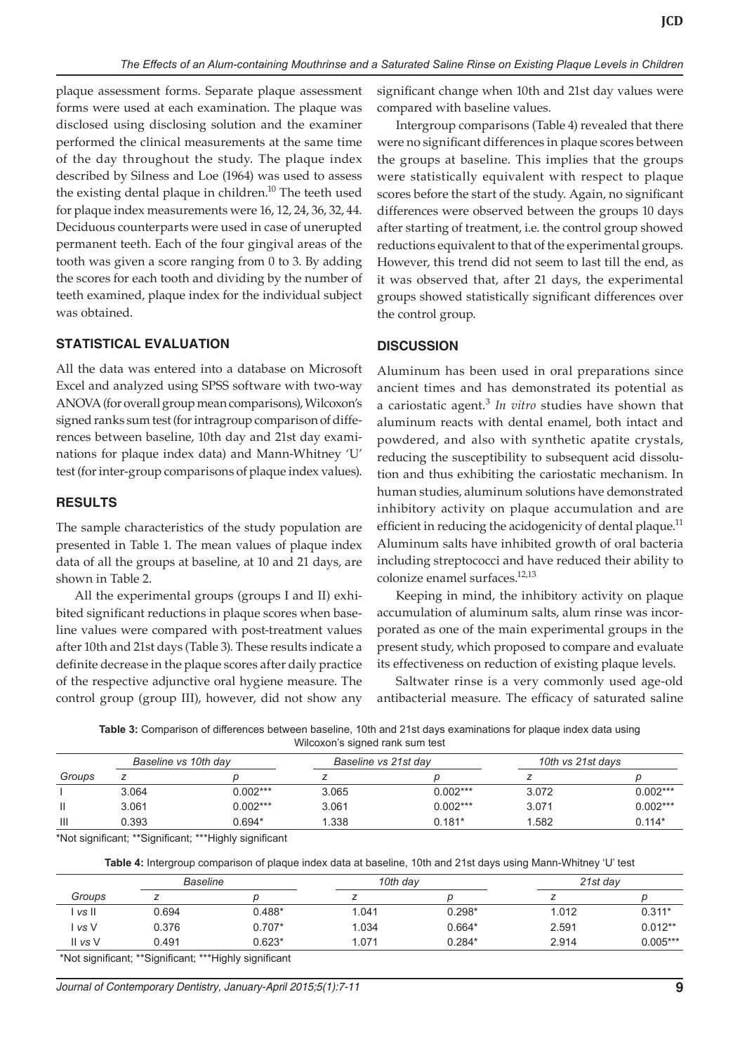plaque assessment forms. Separate plaque assessment forms were used at each examination. The plaque was disclosed using disclosing solution and the examiner performed the clinical measurements at the same time of the day throughout the study. The plaque index described by Silness and Loe (1964) was used to assess the existing dental plaque in children.[10] The teeth used for plaque index measurements were 16, 12, 24, 36, 32, 44. Deciduous counterparts were used in case of unerupted permanent teeth. Each of the four gingival areas of the tooth was given a score ranging from 0 to 3. By adding the scores for each tooth and dividing by the number of teeth examined, plaque index for the individual subject was obtained.

## STATISTICAL EVALUATION

All the data was entered into a database on Microsoft Excel and analyzed using SPSS software with two-way ANOVA (for overall group mean comparisons), Wilcoxon's signed ranks sum test (for intragroup comparison of differences between baseline, 10th day and 21st day examinations for plaque index data) and Mann-Whitney 'U' test (for inter-group comparisons of plaque index values).

## RESULTS

The sample characteristics of the study population are presented in Table 1. The mean values of plaque index data of all the groups at baseline, at 10 and 21 days, are shown in Table 2.

All the experimental groups (groups I and II) exhibited significant reductions in plaque scores when baseline values were compared with post-treatment values after 10th and 21st days (Table 3). These results indicate a definite decrease in the plaque scores after daily practice of the respective adjunctive oral hygiene measure. The control group (group III), however, did not show any significant change when 10th and 21st day values were compared with baseline values.

Intergroup comparisons (Table 4) revealed that there were no significant differences in plaque scores between the groups at baseline. This implies that the groups were statistically equivalent with respect to plaque scores before the start of the study. Again, no significant differences were observed between the groups 10 days after starting of treatment, i.e. the control group showed reductions equivalent to that of the experimental groups. However, this trend did not seem to last till the end, as it was observed that, after 21 days, the experimental groups showed statistically significant differences over the control group.

## DISCUSSION

Aluminum has been used in oral preparations since ancient times and has demonstrated its potential as a cariostatic agent.[3] *In vitro* studies have shown that aluminum reacts with dental enamel, both intact and powdered, and also with synthetic apatite crystals, reducing the susceptibility to subsequent acid dissolution and thus exhibiting the cariostatic mechanism. In human studies, aluminum solutions have demonstrated inhibitory activity on plaque accumulation and are efficient in reducing the acidogenicity of dental plaque.[11] Aluminum salts have inhibited growth of oral bacteria including streptococci and have reduced their ability to colonize enamel surfaces.[12,13]

Keeping in mind, the inhibitory activity on plaque accumulation of aluminum salts, alum rinse was incorporated as one of the main experimental groups in the present study, which proposed to compare and evaluate its effectiveness on reduction of existing plaque levels.

Saltwater rinse is a very commonly used age-old antibacterial measure. The efficacy of saturated saline

**Table 3:** Comparison of differences between baseline, 10th and 21st days examinations for plaque index data using Wilcoxon's signed rank sum test

| | Baseline vs 10th day | | Baseline vs 21st day | | 10th vs 21st days | |
|---|---|---|---|---|---|---|
| Groups | z | p | z | p | z | p |
| I | 3.064 | 0.002*** | 3.065 | 0.002*** | 3.072 | 0.002*** |
| II | 3.061 | 0.002*** | 3.061 | 0.002*** | 3.071 | 0.002*** |
| III | 0.393 | 0.694* | 1.338 | 0.181* | 1.582 | 0.114* |

*Not significant; **Significant; ***Highly significant

**Table 4:** Intergroup comparison of plaque index data at baseline, 10th and 21st days using Mann-Whitney 'U' test

| | Baseline | | 10th day | | 21st day | |
|---|---|---|---|---|---|---|
| Groups | z | p | z | p | z | p |
| I *vs* II | 0.694 | 0.488* | 1.041 | 0.298* | 1.012 | 0.311* |
| I *vs* V | 0.376 | 0.707* | 1.034 | 0.664* | 2.591 | 0.012** |
| II *vs* V | 0.491 | 0.623* | 1.071 | 0.284* | 2.914 | 0.005*** |

*Not significant; **Significant; ***Highly significant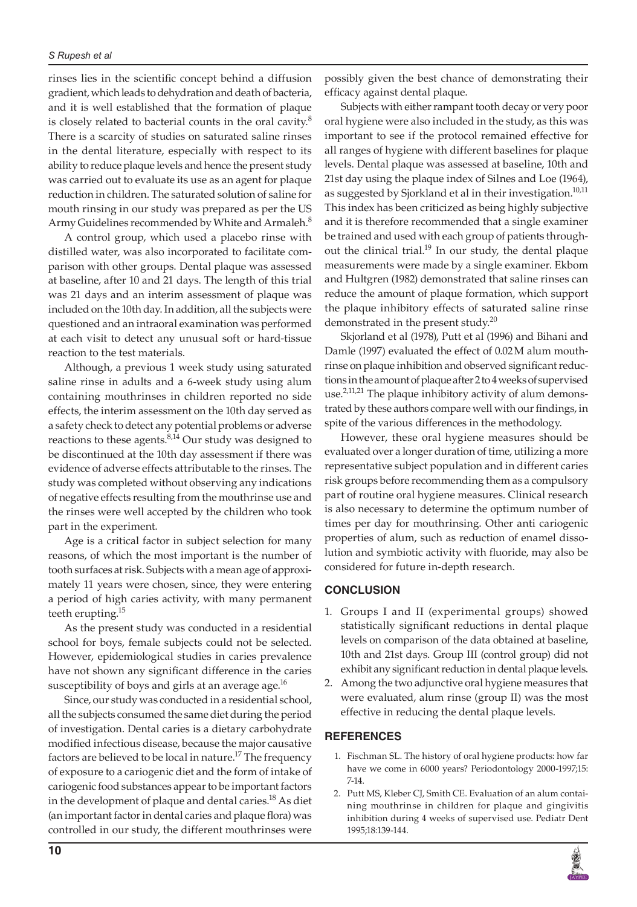rinses lies in the scientific concept behind a diffusion gradient, which leads to dehydration and death of bacteria, and it is well established that the formation of plaque is closely related to bacterial counts in the oral cavity.[8] There is a scarcity of studies on saturated saline rinses in the dental literature, especially with respect to its ability to reduce plaque levels and hence the present study was carried out to evaluate its use as an agent for plaque reduction in children. The saturated solution of saline for mouth rinsing in our study was prepared as per the US Army Guidelines recommended by White and Armaleh.[8]

A control group, which used a placebo rinse with distilled water, was also incorporated to facilitate comparison with other groups. Dental plaque was assessed at baseline, after 10 and 21 days. The length of this trial was 21 days and an interim assessment of plaque was included on the 10th day. In addition, all the subjects were questioned and an intraoral examination was performed at each visit to detect any unusual soft or hard-tissue reaction to the test materials.

Although, a previous 1 week study using saturated saline rinse in adults and a 6-week study using alum containing mouthrinses in children reported no side effects, the interim assessment on the 10th day served as a safety check to detect any potential problems or adverse reactions to these agents.[8,14] Our study was designed to be discontinued at the 10th day assessment if there was evidence of adverse effects attributable to the rinses. The study was completed without observing any indications of negative effects resulting from the mouthrinse use and the rinses were well accepted by the children who took part in the experiment.

Age is a critical factor in subject selection for many reasons, of which the most important is the number of tooth surfaces at risk. Subjects with a mean age of approximately 11 years were chosen, since, they were entering a period of high caries activity, with many permanent teeth erupting.[15]

As the present study was conducted in a residential school for boys, female subjects could not be selected. However, epidemiological studies in caries prevalence have not shown any significant difference in the caries susceptibility of boys and girls at an average age.[16]

Since, our study was conducted in a residential school, all the subjects consumed the same diet during the period of investigation. Dental caries is a dietary carbohydrate modified infectious disease, because the major causative factors are believed to be local in nature.[17] The frequency of exposure to a cariogenic diet and the form of intake of cariogenic food substances appear to be important factors in the development of plaque and dental caries.[18] As diet (an important factor in dental caries and plaque flora) was controlled in our study, the different mouthrinses were possibly given the best chance of demonstrating their efficacy against dental plaque.

Subjects with either rampant tooth decay or very poor oral hygiene were also included in the study, as this was important to see if the protocol remained effective for all ranges of hygiene with different baselines for plaque levels. Dental plaque was assessed at baseline, 10th and 21st day using the plaque index of Silnes and Loe (1964), as suggested by Sjorkland et al in their investigation.[10,11] This index has been criticized as being highly subjective and it is therefore recommended that a single examiner be trained and used with each group of patients throughout the clinical trial.[19] In our study, the dental plaque measurements were made by a single examiner. Ekbom and Hultgren (1982) demonstrated that saline rinses can reduce the amount of plaque formation, which support the plaque inhibitory effects of saturated saline rinse demonstrated in the present study.[20]

Skjorland et al (1978), Putt et al (1996) and Bihani and Damle (1997) evaluated the effect of 0.02 M alum mouthrinse on plaque inhibition and observed significant reductions in the amount of plaque after 2 to 4 weeks of supervised use.[2,11,21] The plaque inhibitory activity of alum demonstrated by these authors compare well with our findings, in spite of the various differences in the methodology.

However, these oral hygiene measures should be evaluated over a longer duration of time, utilizing a more representative subject population and in different caries risk groups before recommending them as a compulsory part of routine oral hygiene measures. Clinical research is also necessary to determine the optimum number of times per day for mouthrinsing. Other anti cariogenic properties of alum, such as reduction of enamel dissolution and symbiotic activity with fluoride, may also be considered for future in-depth research.

## CONCLUSION

1. Groups I and II (experimental groups) showed statistically significant reductions in dental plaque levels on comparison of the data obtained at baseline, 10th and 21st days. Group III (control group) did not exhibit any significant reduction in dental plaque levels.
2. Among the two adjunctive oral hygiene measures that were evaluated, alum rinse (group II) was the most effective in reducing the dental plaque levels.

## REFERENCES

1. Fischman SL. The history of oral hygiene products: how far have we come in 6000 years? Periodontology 2000-1997;15: 7-14.
2. Putt MS, Kleber CJ, Smith CE. Evaluation of an alum containing mouthrinse in children for plaque and gingivitis inhibition during 4 weeks of supervised use. Pediatr Dent 1995;18:139-144.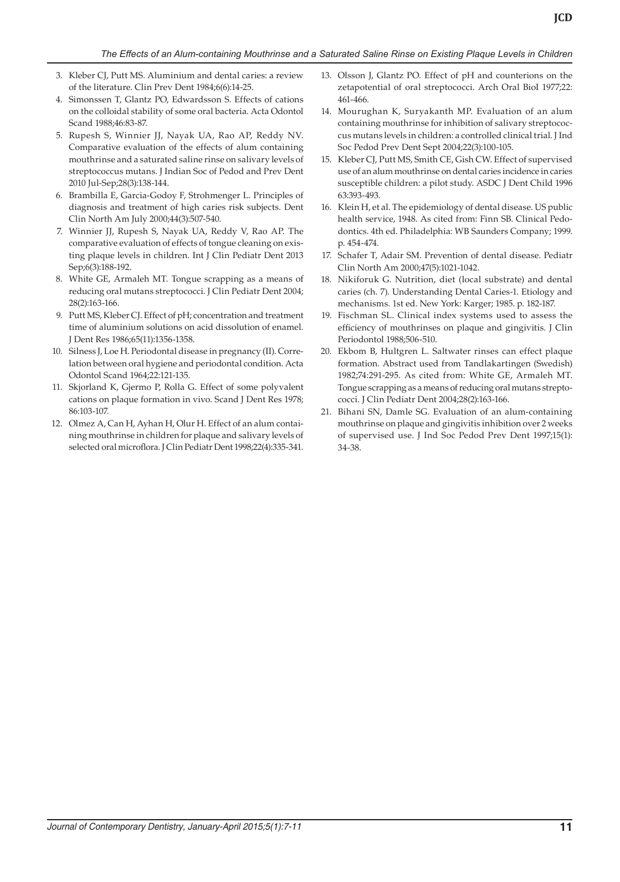3. Kleber CJ, Putt MS. Aluminium and dental caries: a review of the literature. Clin Prev Dent 1984;6(6):14-25.
4. Simonssen T, Glantz PO, Edwardsson S. Effects of cations on the colloidal stability of some oral bacteria. Acta Odontol Scand 1988;46:83-87.
5. Rupesh S, Winnier JJ, Nayak UA, Rao AP, Reddy NV. Comparative evaluation of the effects of alum containing mouthrinse and a saturated saline rinse on salivary levels of streptococcus mutans. J Indian Soc of Pedod and Prev Dent 2010 Jul-Sep;28(3):138-144.
6. Brambilla E, Garcia-Godoy F, Strohmenger L. Principles of diagnosis and treatment of high caries risk subjects. Dent Clin North Am July 2000;44(3):507-540.
7. Winnier JJ, Rupesh S, Nayak UA, Reddy V, Rao AP. The comparative evaluation of effects of tongue cleaning on existing plaque levels in children. Int J Clin Pediatr Dent 2013 Sep;6(3):188-192.
8. White GE, Armaleh MT. Tongue scrapping as a means of reducing oral mutans streptococci. J Clin Pediatr Dent 2004; 28(2):163-166.
9. Putt MS, Kleber CJ. Effect of pH; concentration and treatment time of aluminium solutions on acid dissolution of enamel. J Dent Res 1986;65(11):1356-1358.
10. Silness J, Loe H. Periodontal disease in pregnancy (II). Correlation between oral hygiene and periodontal condition. Acta Odontol Scand 1964;22:121-135.
11. Skjorland K, Gjermo P, Rolla G. Effect of some polyvalent cations on plaque formation in vivo. Scand J Dent Res 1978; 86:103-107.
12. Olmez A, Can H, Ayhan H, Olur H. Effect of an alum containing mouthrinse in children for plaque and salivary levels of selected oral microflora. J Clin Pediatr Dent 1998;22(4):335-341.
13. Olsson J, Glantz PO. Effect of pH and counterions on the zetapotential of oral streptococci. Arch Oral BioI 1977;22: 461-466.
14. Mourughan K, Suryakanth MP. Evaluation of an alum containing mouthrinse for inhibition of salivary streptococcus mutans levels in children: a controlled clinical trial. J Ind Soc Pedod Prev Dent Sept 2004;22(3):100-105.
15. Kleber CJ, Putt MS, Smith CE, Gish CW. Effect of supervised use of an alum mouthrinse on dental caries incidence in caries susceptible children: a pilot study. ASDC J Dent Child 1996 63:393-493.
16. Klein H, et al. The epidemiology of dental disease. US public health service, 1948. As cited from: Finn SB. Clinical Pedodontics. 4th ed. Philadelphia: WB Saunders Company; 1999. p. 454-474.
17. Schafer T, Adair SM. Prevention of dental disease. Pediatr Clin North Am 2000;47(5):1021-1042.
18. Nikiforuk G. Nutrition, diet (local substrate) and dental caries (ch. 7). Understanding Dental Caries-1. Etiology and mechanisms. 1st ed. New York: Karger; 1985. p. 182-187.
19. Fischman SL. Clinical index systems used to assess the efficiency of mouthrinses on plaque and gingivitis. J Clin Periodontol 1988;506-510.
20. Ekbom B, Hultgren L. Saltwater rinses can effect plaque formation. Abstract used from Tandlakartingen (Swedish) 1982;74:291-295. As cited from: White GE, Armaleh MT. Tongue scrapping as a means of reducing oral mutans streptococci. J Clin Pediatr Dent 2004;28(2):163-166.
21. Bihani SN, Damle SG. Evaluation of an alum-containing mouthrinse on plaque and gingivitis inhibition over 2 weeks of supervised use. J Ind Soc Pedod Prev Dent 1997;15(1): 34-38.